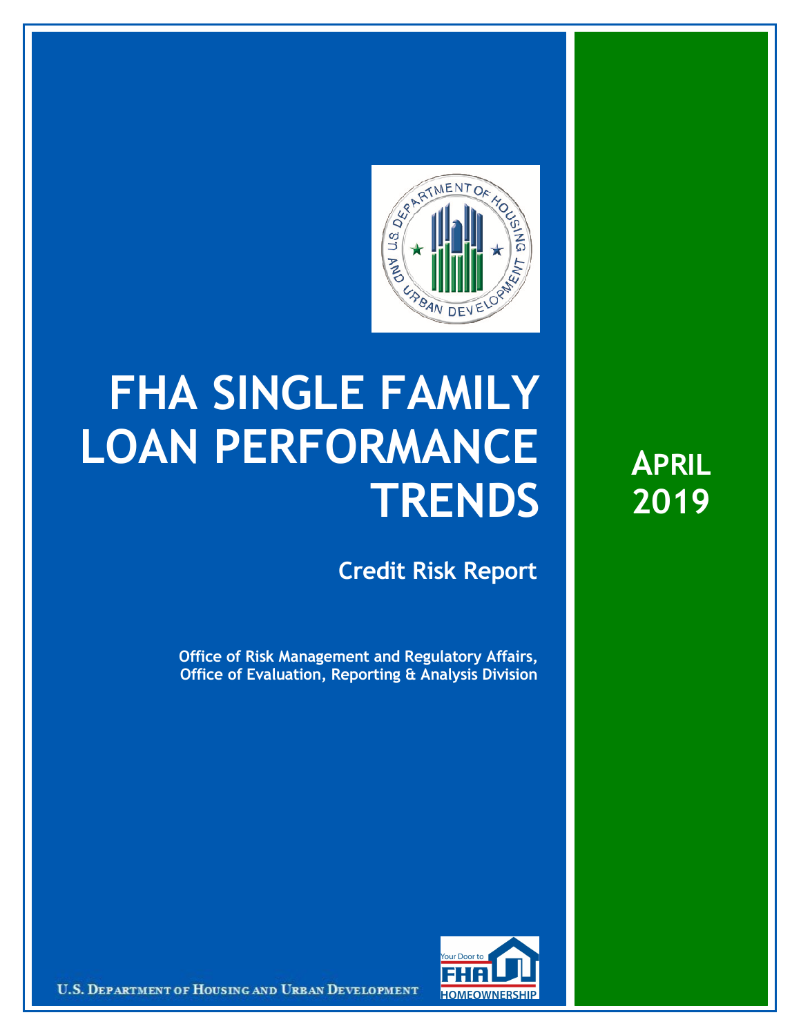# FHA SINGLE FAMILY LOAN PERFORMANCE TRENDS

## Credit Risk Report

**Office of Risk Management and Regulatory Affairs, Office of Evaluation, Reporting & Analysis Division**

**APRIL 2019**

U.S. DEPARTMENT OF HOUSING AND URBAN DEVELOPMENT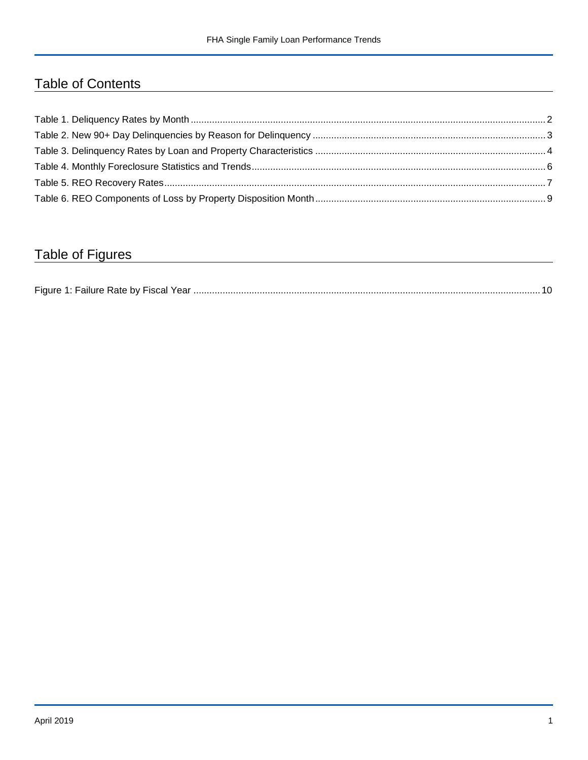## Table of Contents

Table 1. Deliquency Rates by Month ..................................................................................................................................... 2
Table 2. New 90+ Day Delinquencies by Reason for Delinquency ....................................................................................... 3
Table 3. Delinquency Rates by Loan and Property Characteristics ....................................................................................... 4
Table 4. Monthly Foreclosure Statistics and Trends .............................................................................................................. 6
Table 5. REO Recovery Rates ............................................................................................................................................... 7
Table 6. REO Components of Loss by Property Disposition Month ...................................................................................... 9

## Table of Figures

Figure 1: Failure Rate by Fiscal Year .................................................................................................................................. 10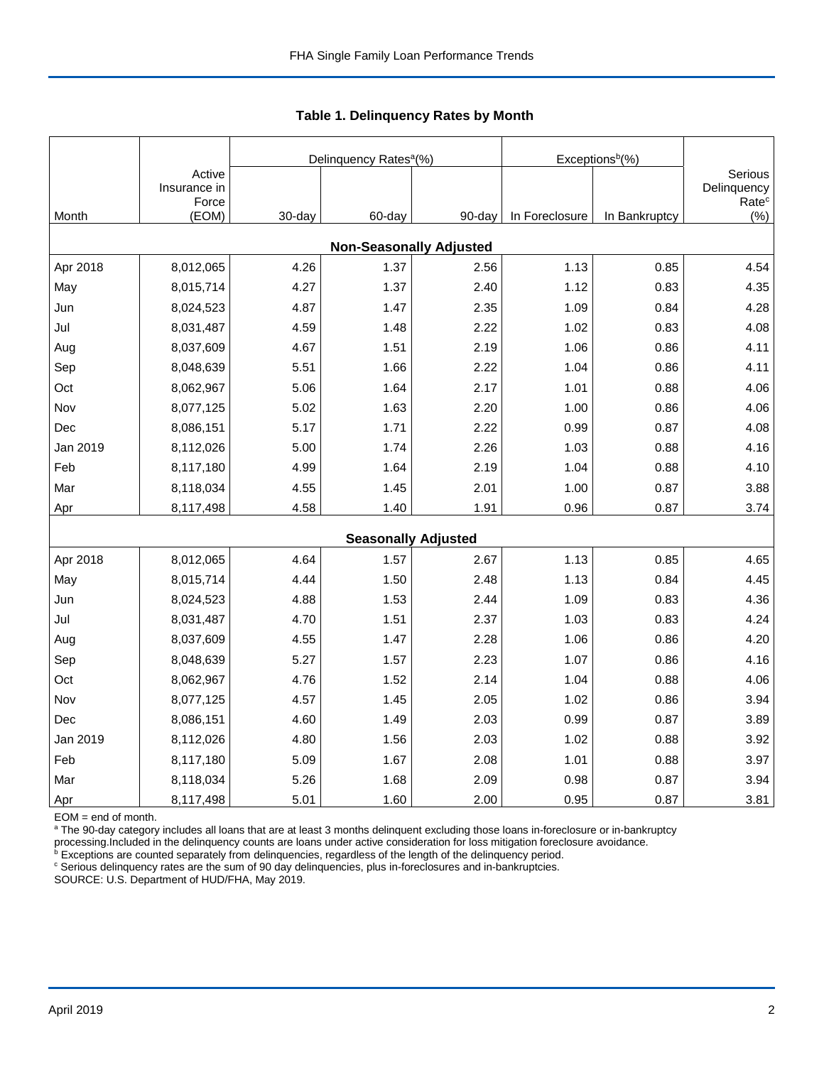### Table 1. Delinquency Rates by Month

| Month | Active Insurance in Force (EOM) | Delinquency Rates[a](%) | | | Exceptions[b](%) | | Serious Delinquency Rate[c] (%) |
|---|---|---|---|---|---|---|---|
| | | 30-day | 60-day | 90-day | In Foreclosure | In Bankruptcy | |
| **Non-Seasonally Adjusted** | | | | | | | |
| Apr 2018 | 8,012,065 | 4.26 | 1.37 | 2.56 | 1.13 | 0.85 | 4.54 |
| May | 8,015,714 | 4.27 | 1.37 | 2.40 | 1.12 | 0.83 | 4.35 |
| Jun | 8,024,523 | 4.87 | 1.47 | 2.35 | 1.09 | 0.84 | 4.28 |
| Jul | 8,031,487 | 4.59 | 1.48 | 2.22 | 1.02 | 0.83 | 4.08 |
| Aug | 8,037,609 | 4.67 | 1.51 | 2.19 | 1.06 | 0.86 | 4.11 |
| Sep | 8,048,639 | 5.51 | 1.66 | 2.22 | 1.04 | 0.86 | 4.11 |
| Oct | 8,062,967 | 5.06 | 1.64 | 2.17 | 1.01 | 0.88 | 4.06 |
| Nov | 8,077,125 | 5.02 | 1.63 | 2.20 | 1.00 | 0.86 | 4.06 |
| Dec | 8,086,151 | 5.17 | 1.71 | 2.22 | 0.99 | 0.87 | 4.08 |
| Jan 2019 | 8,112,026 | 5.00 | 1.74 | 2.26 | 1.03 | 0.88 | 4.16 |
| Feb | 8,117,180 | 4.99 | 1.64 | 2.19 | 1.04 | 0.88 | 4.10 |
| Mar | 8,118,034 | 4.55 | 1.45 | 2.01 | 1.00 | 0.87 | 3.88 |
| Apr | 8,117,498 | 4.58 | 1.40 | 1.91 | 0.96 | 0.87 | 3.74 |
| **Seasonally Adjusted** | | | | | | | |
| Apr 2018 | 8,012,065 | 4.64 | 1.57 | 2.67 | 1.13 | 0.85 | 4.65 |
| May | 8,015,714 | 4.44 | 1.50 | 2.48 | 1.13 | 0.84 | 4.45 |
| Jun | 8,024,523 | 4.88 | 1.53 | 2.44 | 1.09 | 0.83 | 4.36 |
| Jul | 8,031,487 | 4.70 | 1.51 | 2.37 | 1.03 | 0.83 | 4.24 |
| Aug | 8,037,609 | 4.55 | 1.47 | 2.28 | 1.06 | 0.86 | 4.20 |
| Sep | 8,048,639 | 5.27 | 1.57 | 2.23 | 1.07 | 0.86 | 4.16 |
| Oct | 8,062,967 | 4.76 | 1.52 | 2.14 | 1.04 | 0.88 | 4.06 |
| Nov | 8,077,125 | 4.57 | 1.45 | 2.05 | 1.02 | 0.86 | 3.94 |
| Dec | 8,086,151 | 4.60 | 1.49 | 2.03 | 0.99 | 0.87 | 3.89 |
| Jan 2019 | 8,112,026 | 4.80 | 1.56 | 2.03 | 1.02 | 0.88 | 3.92 |
| Feb | 8,117,180 | 5.09 | 1.67 | 2.08 | 1.01 | 0.88 | 3.97 |
| Mar | 8,118,034 | 5.26 | 1.68 | 2.09 | 0.98 | 0.87 | 3.94 |
| Apr | 8,117,498 | 5.01 | 1.60 | 2.00 | 0.95 | 0.87 | 3.81 |

EOM = end of month.

[a] The 90-day category includes all loans that are at least 3 months delinquent excluding those loans in-foreclosure or in-bankruptcy processing.Included in the delinquency counts are loans under active consideration for loss mitigation foreclosure avoidance.

[b] Exceptions are counted separately from delinquencies, regardless of the length of the delinquency period.

[c] Serious delinquency rates are the sum of 90 day delinquencies, plus in-foreclosures and in-bankruptcies.

SOURCE: U.S. Department of HUD/FHA, May 2019.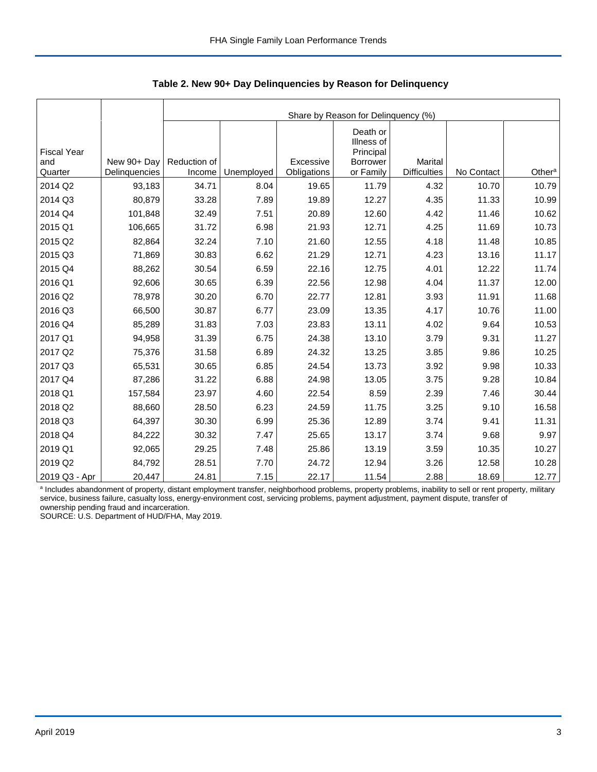**Table 2. New 90+ Day Delinquencies by Reason for Delinquency**

| | | Share by Reason for Delinquency (%) | | | | | | |
|---|---|---|---|---|---|---|---|---|
| Fiscal Year and Quarter | New 90+ Day Delinquencies | Reduction of Income | Unemployed | Excessive Obligations | Death or Illness of Principal Borrower or Family | Marital Difficulties | No Contact | Other[a] |
| 2014 Q2 | 93,183 | 34.71 | 8.04 | 19.65 | 11.79 | 4.32 | 10.70 | 10.79 |
| 2014 Q3 | 80,879 | 33.28 | 7.89 | 19.89 | 12.27 | 4.35 | 11.33 | 10.99 |
| 2014 Q4 | 101,848 | 32.49 | 7.51 | 20.89 | 12.60 | 4.42 | 11.46 | 10.62 |
| 2015 Q1 | 106,665 | 31.72 | 6.98 | 21.93 | 12.71 | 4.25 | 11.69 | 10.73 |
| 2015 Q2 | 82,864 | 32.24 | 7.10 | 21.60 | 12.55 | 4.18 | 11.48 | 10.85 |
| 2015 Q3 | 71,869 | 30.83 | 6.62 | 21.29 | 12.71 | 4.23 | 13.16 | 11.17 |
| 2015 Q4 | 88,262 | 30.54 | 6.59 | 22.16 | 12.75 | 4.01 | 12.22 | 11.74 |
| 2016 Q1 | 92,606 | 30.65 | 6.39 | 22.56 | 12.98 | 4.04 | 11.37 | 12.00 |
| 2016 Q2 | 78,978 | 30.20 | 6.70 | 22.77 | 12.81 | 3.93 | 11.91 | 11.68 |
| 2016 Q3 | 66,500 | 30.87 | 6.77 | 23.09 | 13.35 | 4.17 | 10.76 | 11.00 |
| 2016 Q4 | 85,289 | 31.83 | 7.03 | 23.83 | 13.11 | 4.02 | 9.64 | 10.53 |
| 2017 Q1 | 94,958 | 31.39 | 6.75 | 24.38 | 13.10 | 3.79 | 9.31 | 11.27 |
| 2017 Q2 | 75,376 | 31.58 | 6.89 | 24.32 | 13.25 | 3.85 | 9.86 | 10.25 |
| 2017 Q3 | 65,531 | 30.65 | 6.85 | 24.54 | 13.73 | 3.92 | 9.98 | 10.33 |
| 2017 Q4 | 87,286 | 31.22 | 6.88 | 24.98 | 13.05 | 3.75 | 9.28 | 10.84 |
| 2018 Q1 | 157,584 | 23.97 | 4.60 | 22.54 | 8.59 | 2.39 | 7.46 | 30.44 |
| 2018 Q2 | 88,660 | 28.50 | 6.23 | 24.59 | 11.75 | 3.25 | 9.10 | 16.58 |
| 2018 Q3 | 64,397 | 30.30 | 6.99 | 25.36 | 12.89 | 3.74 | 9.41 | 11.31 |
| 2018 Q4 | 84,222 | 30.32 | 7.47 | 25.65 | 13.17 | 3.74 | 9.68 | 9.97 |
| 2019 Q1 | 92,065 | 29.25 | 7.48 | 25.86 | 13.19 | 3.59 | 10.35 | 10.27 |
| 2019 Q2 | 84,792 | 28.51 | 7.70 | 24.72 | 12.94 | 3.26 | 12.58 | 10.28 |
| 2019 Q3 - Apr | 20,447 | 24.81 | 7.15 | 22.17 | 11.54 | 2.88 | 18.69 | 12.77 |

[a] Includes abandonment of property, distant employment transfer, neighborhood problems, property problems, inability to sell or rent property, military service, business failure, casualty loss, energy-environment cost, servicing problems, payment adjustment, payment dispute, transfer of ownership pending fraud and incarceration.

SOURCE: U.S. Department of HUD/FHA, May 2019.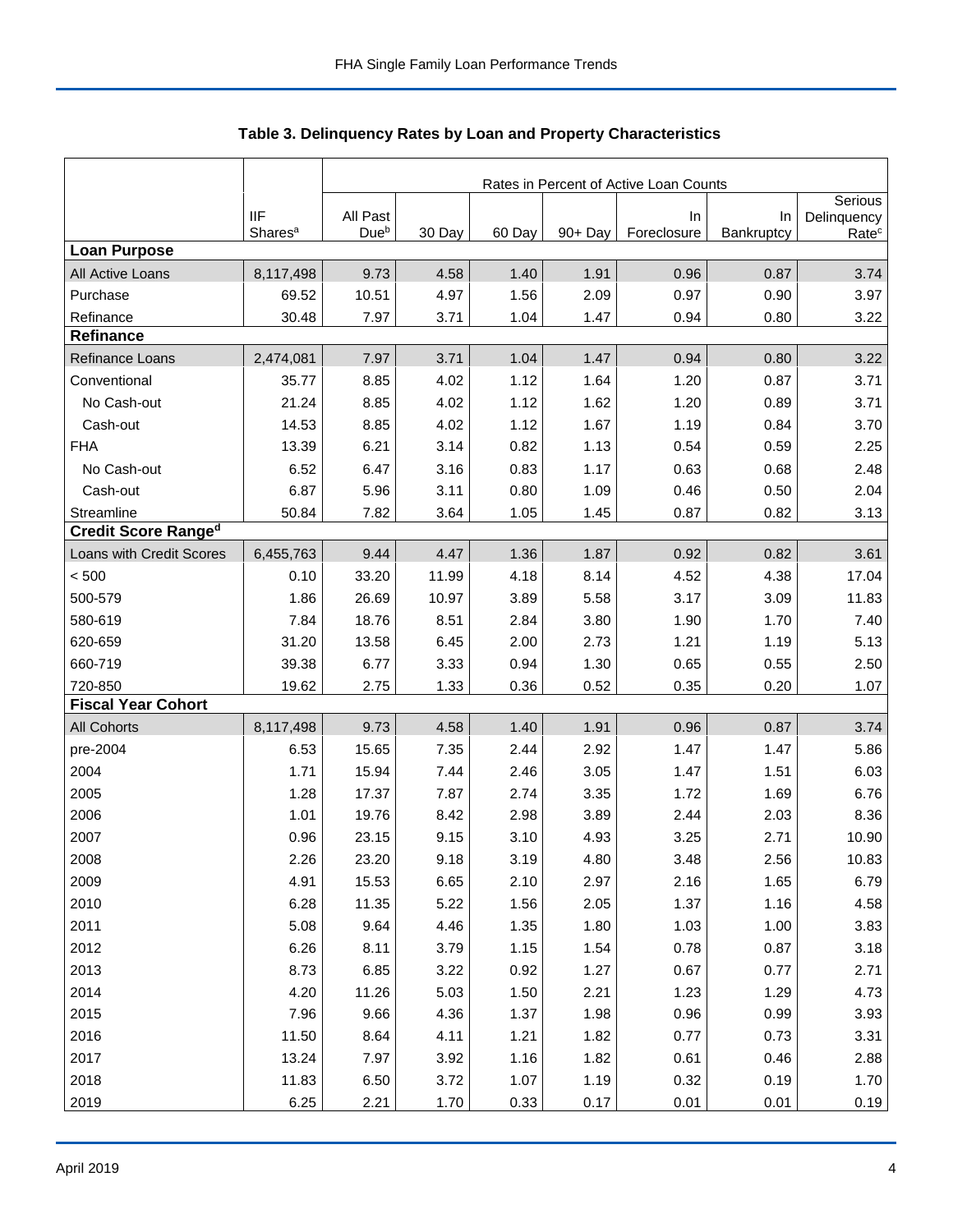## Table 3. Delinquency Rates by Loan and Property Characteristics

| | IIF Shares[a] | Rates in Percent of Active Loan Counts | | | | | | |
|---|---|---|---|---|---|---|---|---|
| | | All Past Due[b] | 30 Day | 60 Day | 90+ Day | In Foreclosure | In Bankruptcy | Serious Delinquency Rate[c] |
| **Loan Purpose** | | | | | | | | |
| All Active Loans | 8,117,498 | 9.73 | 4.58 | 1.40 | 1.91 | 0.96 | 0.87 | 3.74 |
| Purchase | 69.52 | 10.51 | 4.97 | 1.56 | 2.09 | 0.97 | 0.90 | 3.97 |
| Refinance | 30.48 | 7.97 | 3.71 | 1.04 | 1.47 | 0.94 | 0.80 | 3.22 |
| **Refinance** | | | | | | | | |
| Refinance Loans | 2,474,081 | 7.97 | 3.71 | 1.04 | 1.47 | 0.94 | 0.80 | 3.22 |
| Conventional | 35.77 | 8.85 | 4.02 | 1.12 | 1.64 | 1.20 | 0.87 | 3.71 |
| No Cash-out | 21.24 | 8.85 | 4.02 | 1.12 | 1.62 | 1.20 | 0.89 | 3.71 |
| Cash-out | 14.53 | 8.85 | 4.02 | 1.12 | 1.67 | 1.19 | 0.84 | 3.70 |
| FHA | 13.39 | 6.21 | 3.14 | 0.82 | 1.13 | 0.54 | 0.59 | 2.25 |
| No Cash-out | 6.52 | 6.47 | 3.16 | 0.83 | 1.17 | 0.63 | 0.68 | 2.48 |
| Cash-out | 6.87 | 5.96 | 3.11 | 0.80 | 1.09 | 0.46 | 0.50 | 2.04 |
| Streamline | 50.84 | 7.82 | 3.64 | 1.05 | 1.45 | 0.87 | 0.82 | 3.13 |
| **Credit Score Range[d]** | | | | | | | | |
| Loans with Credit Scores | 6,455,763 | 9.44 | 4.47 | 1.36 | 1.87 | 0.92 | 0.82 | 3.61 |
| < 500 | 0.10 | 33.20 | 11.99 | 4.18 | 8.14 | 4.52 | 4.38 | 17.04 |
| 500-579 | 1.86 | 26.69 | 10.97 | 3.89 | 5.58 | 3.17 | 3.09 | 11.83 |
| 580-619 | 7.84 | 18.76 | 8.51 | 2.84 | 3.80 | 1.90 | 1.70 | 7.40 |
| 620-659 | 31.20 | 13.58 | 6.45 | 2.00 | 2.73 | 1.21 | 1.19 | 5.13 |
| 660-719 | 39.38 | 6.77 | 3.33 | 0.94 | 1.30 | 0.65 | 0.55 | 2.50 |
| 720-850 | 19.62 | 2.75 | 1.33 | 0.36 | 0.52 | 0.35 | 0.20 | 1.07 |
| **Fiscal Year Cohort** | | | | | | | | |
| All Cohorts | 8,117,498 | 9.73 | 4.58 | 1.40 | 1.91 | 0.96 | 0.87 | 3.74 |
| pre-2004 | 6.53 | 15.65 | 7.35 | 2.44 | 2.92 | 1.47 | 1.47 | 5.86 |
| 2004 | 1.71 | 15.94 | 7.44 | 2.46 | 3.05 | 1.47 | 1.51 | 6.03 |
| 2005 | 1.28 | 17.37 | 7.87 | 2.74 | 3.35 | 1.72 | 1.69 | 6.76 |
| 2006 | 1.01 | 19.76 | 8.42 | 2.98 | 3.89 | 2.44 | 2.03 | 8.36 |
| 2007 | 0.96 | 23.15 | 9.15 | 3.10 | 4.93 | 3.25 | 2.71 | 10.90 |
| 2008 | 2.26 | 23.20 | 9.18 | 3.19 | 4.80 | 3.48 | 2.56 | 10.83 |
| 2009 | 4.91 | 15.53 | 6.65 | 2.10 | 2.97 | 2.16 | 1.65 | 6.79 |
| 2010 | 6.28 | 11.35 | 5.22 | 1.56 | 2.05 | 1.37 | 1.16 | 4.58 |
| 2011 | 5.08 | 9.64 | 4.46 | 1.35 | 1.80 | 1.03 | 1.00 | 3.83 |
| 2012 | 6.26 | 8.11 | 3.79 | 1.15 | 1.54 | 0.78 | 0.87 | 3.18 |
| 2013 | 8.73 | 6.85 | 3.22 | 0.92 | 1.27 | 0.67 | 0.77 | 2.71 |
| 2014 | 4.20 | 11.26 | 5.03 | 1.50 | 2.21 | 1.23 | 1.29 | 4.73 |
| 2015 | 7.96 | 9.66 | 4.36 | 1.37 | 1.98 | 0.96 | 0.99 | 3.93 |
| 2016 | 11.50 | 8.64 | 4.11 | 1.21 | 1.82 | 0.77 | 0.73 | 3.31 |
| 2017 | 13.24 | 7.97 | 3.92 | 1.16 | 1.82 | 0.61 | 0.46 | 2.88 |
| 2018 | 11.83 | 6.50 | 3.72 | 1.07 | 1.19 | 0.32 | 0.19 | 1.70 |
| 2019 | 6.25 | 2.21 | 1.70 | 0.33 | 0.17 | 0.01 | 0.01 | 0.19 |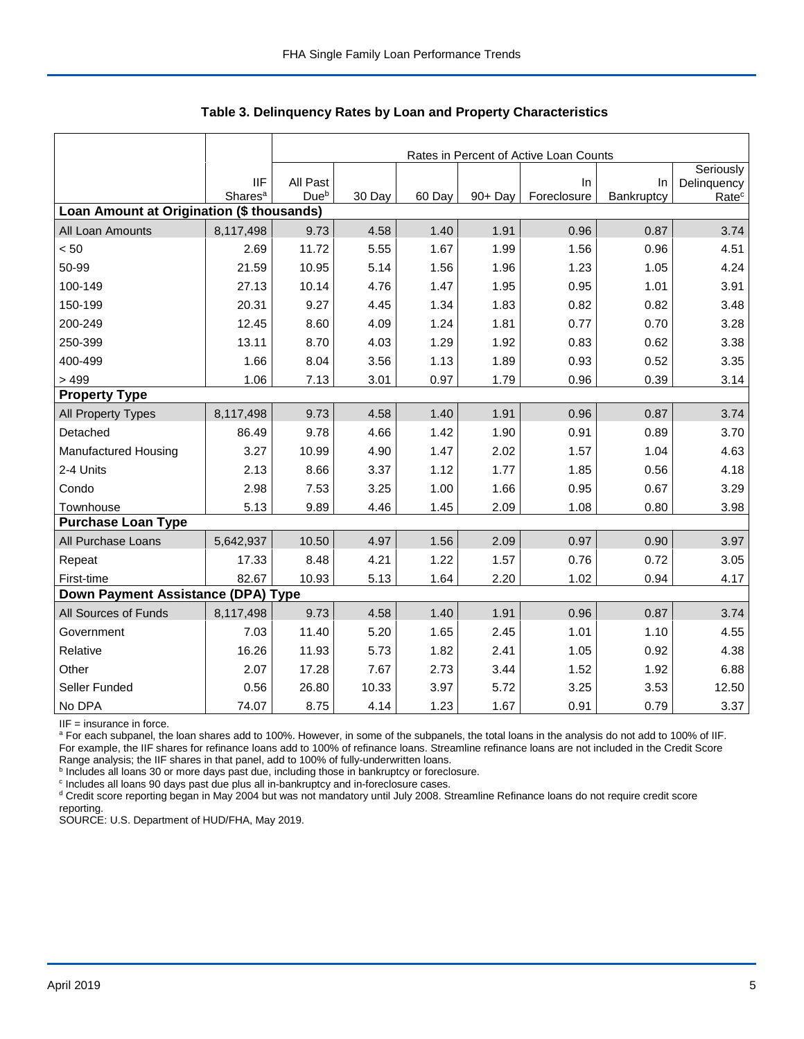### Table 3. Delinquency Rates by Loan and Property Characteristics

| | | Rates in Percent of Active Loan Counts | | | | | | |
|---|---|---|---|---|---|---|---|---|
| | IIF Shares[a] | All Past Due[b] | 30 Day | 60 Day | 90+ Day | In Foreclosure | In Bankruptcy | Seriously Delinquency Rate[c] |
| **Loan Amount at Origination ($ thousands)** | | | | | | | | |
| All Loan Amounts | 8,117,498 | 9.73 | 4.58 | 1.40 | 1.91 | 0.96 | 0.87 | 3.74 |
| < 50 | 2.69 | 11.72 | 5.55 | 1.67 | 1.99 | 1.56 | 0.96 | 4.51 |
| 50-99 | 21.59 | 10.95 | 5.14 | 1.56 | 1.96 | 1.23 | 1.05 | 4.24 |
| 100-149 | 27.13 | 10.14 | 4.76 | 1.47 | 1.95 | 0.95 | 1.01 | 3.91 |
| 150-199 | 20.31 | 9.27 | 4.45 | 1.34 | 1.83 | 0.82 | 0.82 | 3.48 |
| 200-249 | 12.45 | 8.60 | 4.09 | 1.24 | 1.81 | 0.77 | 0.70 | 3.28 |
| 250-399 | 13.11 | 8.70 | 4.03 | 1.29 | 1.92 | 0.83 | 0.62 | 3.38 |
| 400-499 | 1.66 | 8.04 | 3.56 | 1.13 | 1.89 | 0.93 | 0.52 | 3.35 |
| > 499 | 1.06 | 7.13 | 3.01 | 0.97 | 1.79 | 0.96 | 0.39 | 3.14 |
| **Property Type** | | | | | | | | |
| All Property Types | 8,117,498 | 9.73 | 4.58 | 1.40 | 1.91 | 0.96 | 0.87 | 3.74 |
| Detached | 86.49 | 9.78 | 4.66 | 1.42 | 1.90 | 0.91 | 0.89 | 3.70 |
| Manufactured Housing | 3.27 | 10.99 | 4.90 | 1.47 | 2.02 | 1.57 | 1.04 | 4.63 |
| 2-4 Units | 2.13 | 8.66 | 3.37 | 1.12 | 1.77 | 1.85 | 0.56 | 4.18 |
| Condo | 2.98 | 7.53 | 3.25 | 1.00 | 1.66 | 0.95 | 0.67 | 3.29 |
| Townhouse | 5.13 | 9.89 | 4.46 | 1.45 | 2.09 | 1.08 | 0.80 | 3.98 |
| **Purchase Loan Type** | | | | | | | | |
| All Purchase Loans | 5,642,937 | 10.50 | 4.97 | 1.56 | 2.09 | 0.97 | 0.90 | 3.97 |
| Repeat | 17.33 | 8.48 | 4.21 | 1.22 | 1.57 | 0.76 | 0.72 | 3.05 |
| First-time | 82.67 | 10.93 | 5.13 | 1.64 | 2.20 | 1.02 | 0.94 | 4.17 |
| **Down Payment Assistance (DPA) Type** | | | | | | | | |
| All Sources of Funds | 8,117,498 | 9.73 | 4.58 | 1.40 | 1.91 | 0.96 | 0.87 | 3.74 |
| Government | 7.03 | 11.40 | 5.20 | 1.65 | 2.45 | 1.01 | 1.10 | 4.55 |
| Relative | 16.26 | 11.93 | 5.73 | 1.82 | 2.41 | 1.05 | 0.92 | 4.38 |
| Other | 2.07 | 17.28 | 7.67 | 2.73 | 3.44 | 1.52 | 1.92 | 6.88 |
| Seller Funded | 0.56 | 26.80 | 10.33 | 3.97 | 5.72 | 3.25 | 3.53 | 12.50 |
| No DPA | 74.07 | 8.75 | 4.14 | 1.23 | 1.67 | 0.91 | 0.79 | 3.37 |

IIF = insurance in force.

[a] For each subpanel, the loan shares add to 100%. However, in some of the subpanels, the total loans in the analysis do not add to 100% of IIF. For example, the IIF shares for refinance loans add to 100% of refinance loans. Streamline refinance loans are not included in the Credit Score Range analysis; the IIF shares in that panel, add to 100% of fully-underwritten loans.

[b] Includes all loans 30 or more days past due, including those in bankruptcy or foreclosure.

[c] Includes all loans 90 days past due plus all in-bankruptcy and in-foreclosure cases.

[d] Credit score reporting began in May 2004 but was not mandatory until July 2008. Streamline Refinance loans do not require credit score reporting.

SOURCE: U.S. Department of HUD/FHA, May 2019.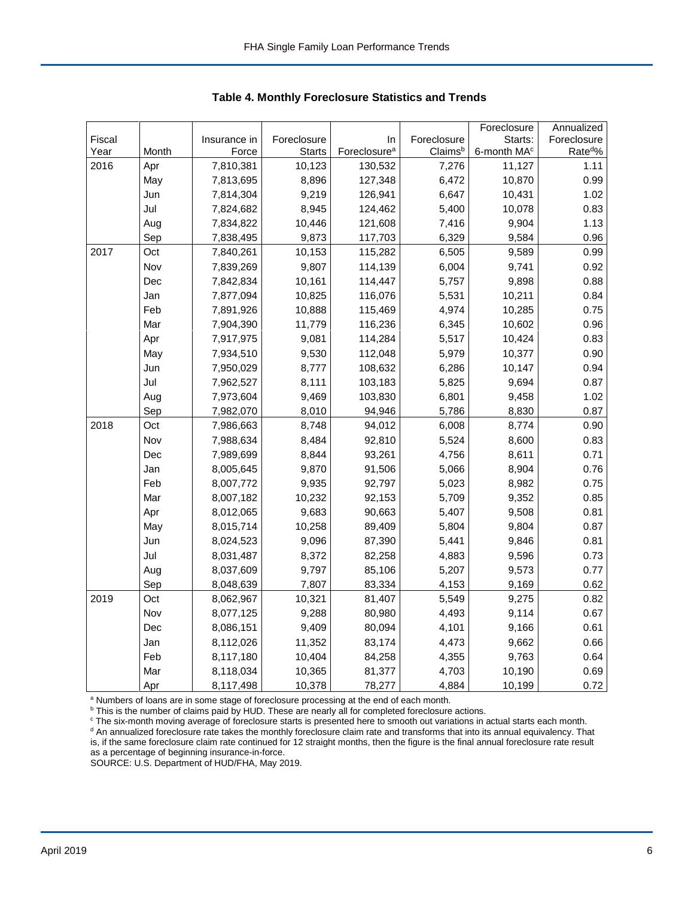## Table 4. Monthly Foreclosure Statistics and Trends

| Fiscal Year | Month | Insurance in Force | Foreclosure Starts | In Foreclosure[a] | Foreclosure Claims[b] | Foreclosure Starts: 6-month MA[c] | Annualized Foreclosure Rate[d]% |
|---|---|---|---|---|---|---|---|
| 2016 | Apr | 7,810,381 | 10,123 | 130,532 | 7,276 | 11,127 | 1.11 |
| | May | 7,813,695 | 8,896 | 127,348 | 6,472 | 10,870 | 0.99 |
| | Jun | 7,814,304 | 9,219 | 126,941 | 6,647 | 10,431 | 1.02 |
| | Jul | 7,824,682 | 8,945 | 124,462 | 5,400 | 10,078 | 0.83 |
| | Aug | 7,834,822 | 10,446 | 121,608 | 7,416 | 9,904 | 1.13 |
| | Sep | 7,838,495 | 9,873 | 117,703 | 6,329 | 9,584 | 0.96 |
| 2017 | Oct | 7,840,261 | 10,153 | 115,282 | 6,505 | 9,589 | 0.99 |
| | Nov | 7,839,269 | 9,807 | 114,139 | 6,004 | 9,741 | 0.92 |
| | Dec | 7,842,834 | 10,161 | 114,447 | 5,757 | 9,898 | 0.88 |
| | Jan | 7,877,094 | 10,825 | 116,076 | 5,531 | 10,211 | 0.84 |
| | Feb | 7,891,926 | 10,888 | 115,469 | 4,974 | 10,285 | 0.75 |
| | Mar | 7,904,390 | 11,779 | 116,236 | 6,345 | 10,602 | 0.96 |
| | Apr | 7,917,975 | 9,081 | 114,284 | 5,517 | 10,424 | 0.83 |
| | May | 7,934,510 | 9,530 | 112,048 | 5,979 | 10,377 | 0.90 |
| | Jun | 7,950,029 | 8,777 | 108,632 | 6,286 | 10,147 | 0.94 |
| | Jul | 7,962,527 | 8,111 | 103,183 | 5,825 | 9,694 | 0.87 |
| | Aug | 7,973,604 | 9,469 | 103,830 | 6,801 | 9,458 | 1.02 |
| | Sep | 7,982,070 | 8,010 | 94,946 | 5,786 | 8,830 | 0.87 |
| 2018 | Oct | 7,986,663 | 8,748 | 94,012 | 6,008 | 8,774 | 0.90 |
| | Nov | 7,988,634 | 8,484 | 92,810 | 5,524 | 8,600 | 0.83 |
| | Dec | 7,989,699 | 8,844 | 93,261 | 4,756 | 8,611 | 0.71 |
| | Jan | 8,005,645 | 9,870 | 91,506 | 5,066 | 8,904 | 0.76 |
| | Feb | 8,007,772 | 9,935 | 92,797 | 5,023 | 8,982 | 0.75 |
| | Mar | 8,007,182 | 10,232 | 92,153 | 5,709 | 9,352 | 0.85 |
| | Apr | 8,012,065 | 9,683 | 90,663 | 5,407 | 9,508 | 0.81 |
| | May | 8,015,714 | 10,258 | 89,409 | 5,804 | 9,804 | 0.87 |
| | Jun | 8,024,523 | 9,096 | 87,390 | 5,441 | 9,846 | 0.81 |
| | Jul | 8,031,487 | 8,372 | 82,258 | 4,883 | 9,596 | 0.73 |
| | Aug | 8,037,609 | 9,797 | 85,106 | 5,207 | 9,573 | 0.77 |
| | Sep | 8,048,639 | 7,807 | 83,334 | 4,153 | 9,169 | 0.62 |
| 2019 | Oct | 8,062,967 | 10,321 | 81,407 | 5,549 | 9,275 | 0.82 |
| | Nov | 8,077,125 | 9,288 | 80,980 | 4,493 | 9,114 | 0.67 |
| | Dec | 8,086,151 | 9,409 | 80,094 | 4,101 | 9,166 | 0.61 |
| | Jan | 8,112,026 | 11,352 | 83,174 | 4,473 | 9,662 | 0.66 |
| | Feb | 8,117,180 | 10,404 | 84,258 | 4,355 | 9,763 | 0.64 |
| | Mar | 8,118,034 | 10,365 | 81,377 | 4,703 | 10,190 | 0.69 |
| | Apr | 8,117,498 | 10,378 | 78,277 | 4,884 | 10,199 | 0.72 |

[a] Numbers of loans are in some stage of foreclosure processing at the end of each month.
[b] This is the number of claims paid by HUD. These are nearly all for completed foreclosure actions.
[c] The six-month moving average of foreclosure starts is presented here to smooth out variations in actual starts each month.
[d] An annualized foreclosure rate takes the monthly foreclosure claim rate and transforms that into its annual equivalency. That is, if the same foreclosure claim rate continued for 12 straight months, then the figure is the final annual foreclosure rate result as a percentage of beginning insurance-in-force.
SOURCE: U.S. Department of HUD/FHA, May 2019.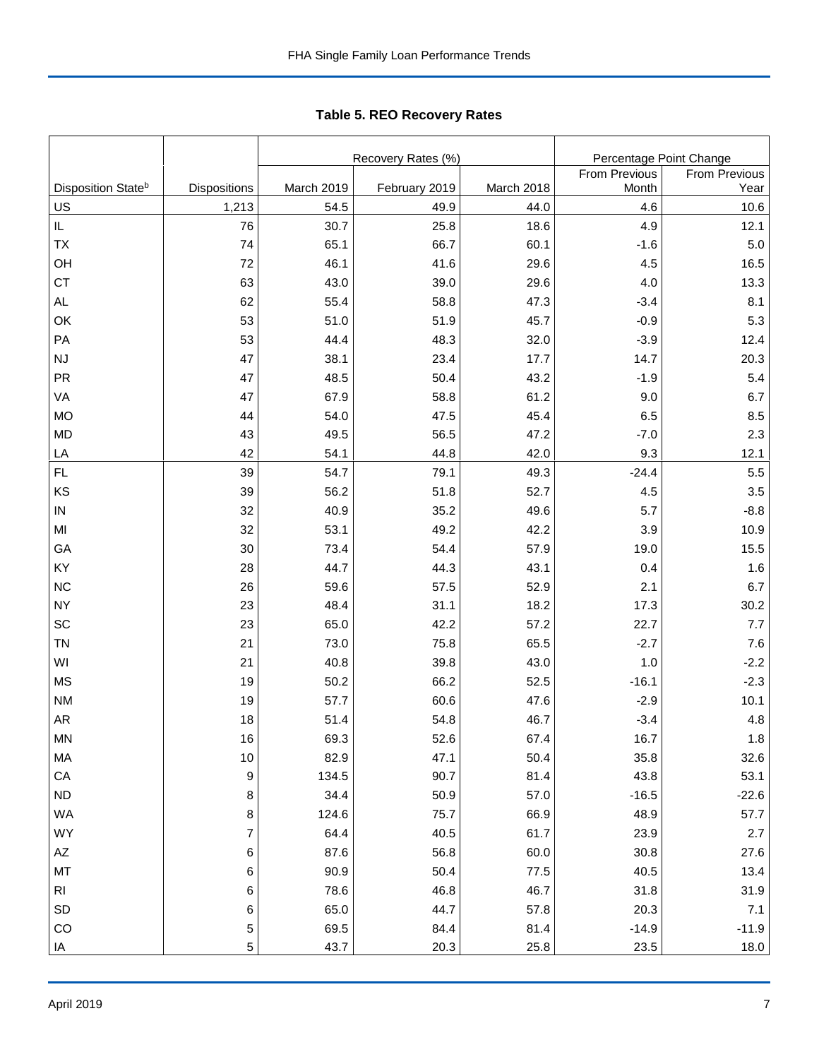**Table 5. REO Recovery Rates**

| Disposition State[b] | Dispositions | Recovery Rates (%) | | | Percentage Point Change | |
|---|---|---|---|---|---|---|
| | | March 2019 | February 2019 | March 2018 | From Previous Month | From Previous Year |
| US | 1,213 | 54.5 | 49.9 | 44.0 | 4.6 | 10.6 |
| IL | 76 | 30.7 | 25.8 | 18.6 | 4.9 | 12.1 |
| TX | 74 | 65.1 | 66.7 | 60.1 | -1.6 | 5.0 |
| OH | 72 | 46.1 | 41.6 | 29.6 | 4.5 | 16.5 |
| CT | 63 | 43.0 | 39.0 | 29.6 | 4.0 | 13.3 |
| AL | 62 | 55.4 | 58.8 | 47.3 | -3.4 | 8.1 |
| OK | 53 | 51.0 | 51.9 | 45.7 | -0.9 | 5.3 |
| PA | 53 | 44.4 | 48.3 | 32.0 | -3.9 | 12.4 |
| NJ | 47 | 38.1 | 23.4 | 17.7 | 14.7 | 20.3 |
| PR | 47 | 48.5 | 50.4 | 43.2 | -1.9 | 5.4 |
| VA | 47 | 67.9 | 58.8 | 61.2 | 9.0 | 6.7 |
| MO | 44 | 54.0 | 47.5 | 45.4 | 6.5 | 8.5 |
| MD | 43 | 49.5 | 56.5 | 47.2 | -7.0 | 2.3 |
| LA | 42 | 54.1 | 44.8 | 42.0 | 9.3 | 12.1 |
| FL | 39 | 54.7 | 79.1 | 49.3 | -24.4 | 5.5 |
| KS | 39 | 56.2 | 51.8 | 52.7 | 4.5 | 3.5 |
| IN | 32 | 40.9 | 35.2 | 49.6 | 5.7 | -8.8 |
| MI | 32 | 53.1 | 49.2 | 42.2 | 3.9 | 10.9 |
| GA | 30 | 73.4 | 54.4 | 57.9 | 19.0 | 15.5 |
| KY | 28 | 44.7 | 44.3 | 43.1 | 0.4 | 1.6 |
| NC | 26 | 59.6 | 57.5 | 52.9 | 2.1 | 6.7 |
| NY | 23 | 48.4 | 31.1 | 18.2 | 17.3 | 30.2 |
| SC | 23 | 65.0 | 42.2 | 57.2 | 22.7 | 7.7 |
| TN | 21 | 73.0 | 75.8 | 65.5 | -2.7 | 7.6 |
| WI | 21 | 40.8 | 39.8 | 43.0 | 1.0 | -2.2 |
| MS | 19 | 50.2 | 66.2 | 52.5 | -16.1 | -2.3 |
| NM | 19 | 57.7 | 60.6 | 47.6 | -2.9 | 10.1 |
| AR | 18 | 51.4 | 54.8 | 46.7 | -3.4 | 4.8 |
| MN | 16 | 69.3 | 52.6 | 67.4 | 16.7 | 1.8 |
| MA | 10 | 82.9 | 47.1 | 50.4 | 35.8 | 32.6 |
| CA | 9 | 134.5 | 90.7 | 81.4 | 43.8 | 53.1 |
| ND | 8 | 34.4 | 50.9 | 57.0 | -16.5 | -22.6 |
| WA | 8 | 124.6 | 75.7 | 66.9 | 48.9 | 57.7 |
| WY | 7 | 64.4 | 40.5 | 61.7 | 23.9 | 2.7 |
| AZ | 6 | 87.6 | 56.8 | 60.0 | 30.8 | 27.6 |
| MT | 6 | 90.9 | 50.4 | 77.5 | 40.5 | 13.4 |
| RI | 6 | 78.6 | 46.8 | 46.7 | 31.8 | 31.9 |
| SD | 6 | 65.0 | 44.7 | 57.8 | 20.3 | 7.1 |
| CO | 5 | 69.5 | 84.4 | 81.4 | -14.9 | -11.9 |
| IA | 5 | 43.7 | 20.3 | 25.8 | 23.5 | 18.0 |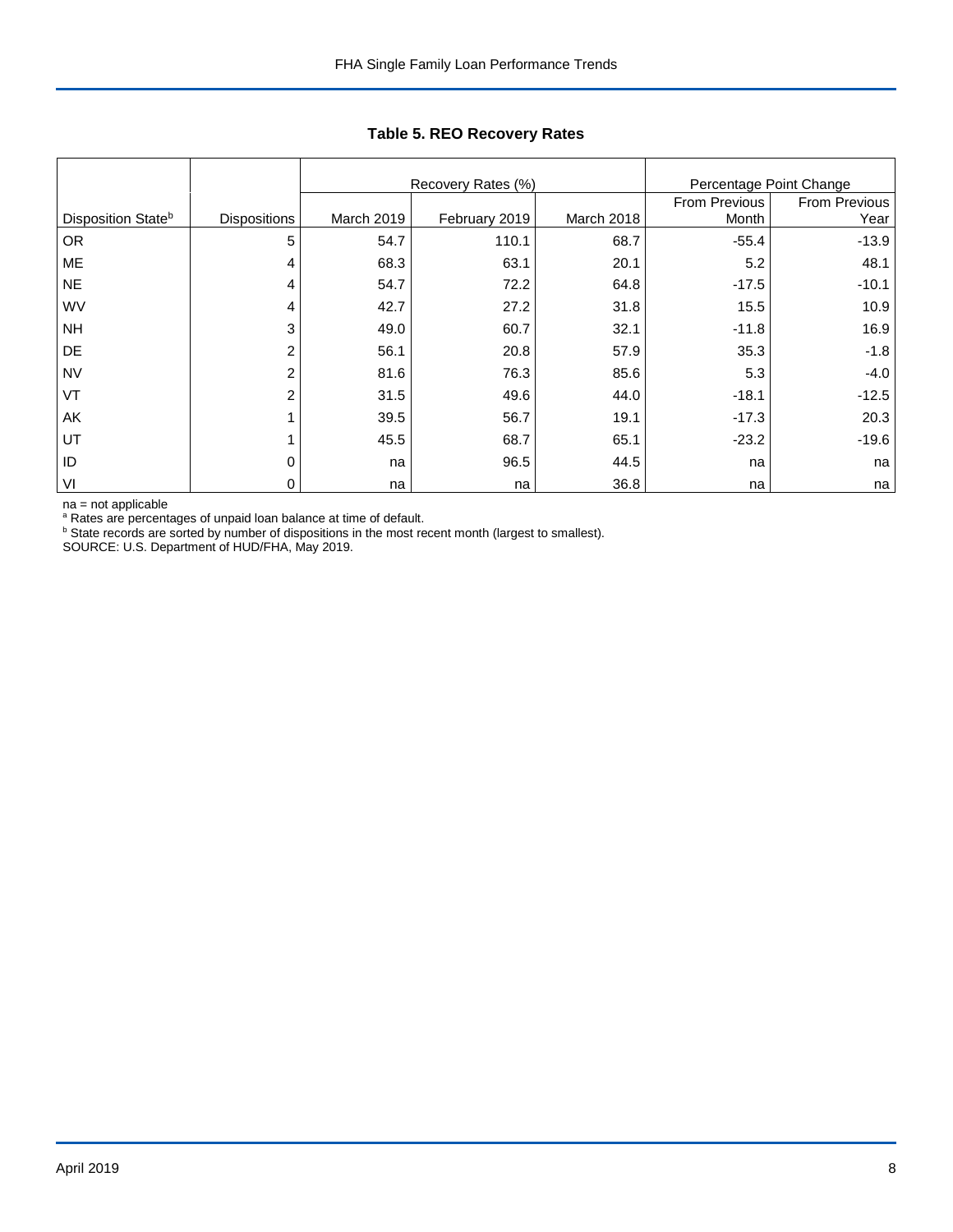### Table 5. REO Recovery Rates

| | | Recovery Rates (%) | | | Percentage Point Change | |
|---|---|---|---|---|---|---|
| Disposition State[b] | Dispositions | March 2019 | February 2019 | March 2018 | From Previous Month | From Previous Year |
| OR | 5 | 54.7 | 110.1 | 68.7 | -55.4 | -13.9 |
| ME | 4 | 68.3 | 63.1 | 20.1 | 5.2 | 48.1 |
| NE | 4 | 54.7 | 72.2 | 64.8 | -17.5 | -10.1 |
| WV | 4 | 42.7 | 27.2 | 31.8 | 15.5 | 10.9 |
| NH | 3 | 49.0 | 60.7 | 32.1 | -11.8 | 16.9 |
| DE | 2 | 56.1 | 20.8 | 57.9 | 35.3 | -1.8 |
| NV | 2 | 81.6 | 76.3 | 85.6 | 5.3 | -4.0 |
| VT | 2 | 31.5 | 49.6 | 44.0 | -18.1 | -12.5 |
| AK | 1 | 39.5 | 56.7 | 19.1 | -17.3 | 20.3 |
| UT | 1 | 45.5 | 68.7 | 65.1 | -23.2 | -19.6 |
| ID | 0 | na | 96.5 | 44.5 | na | na |
| VI | 0 | na | na | 36.8 | na | na |

na = not applicable
[a] Rates are percentages of unpaid loan balance at time of default.
[b] State records are sorted by number of dispositions in the most recent month (largest to smallest).
SOURCE: U.S. Department of HUD/FHA, May 2019.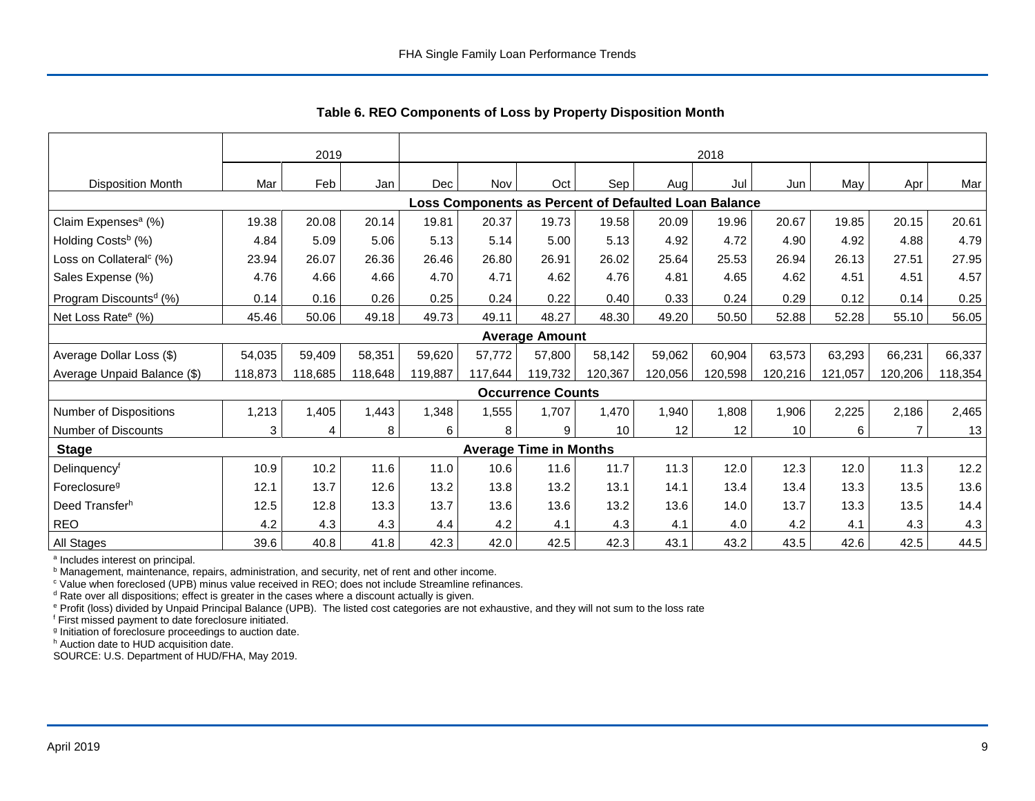### Table 6. REO Components of Loss by Property Disposition Month

| | 2019 | | | 2018 | | | | | | | | | |
|---|---|---|---|---|---|---|---|---|---|---|---|---|---|
| Disposition Month | Mar | Feb | Jan | Dec | Nov | Oct | Sep | Aug | Jul | Jun | May | Apr | Mar |
| **Loss Components as Percent of Defaulted Loan Balance** | | | | | | | | | | | | | |
| Claim Expenses[a] (%) | 19.38 | 20.08 | 20.14 | 19.81 | 20.37 | 19.73 | 19.58 | 20.09 | 19.96 | 20.67 | 19.85 | 20.15 | 20.61 |
| Holding Costs[b] (%) | 4.84 | 5.09 | 5.06 | 5.13 | 5.14 | 5.00 | 5.13 | 4.92 | 4.72 | 4.90 | 4.92 | 4.88 | 4.79 |
| Loss on Collateral[c] (%) | 23.94 | 26.07 | 26.36 | 26.46 | 26.80 | 26.91 | 26.02 | 25.64 | 25.53 | 26.94 | 26.13 | 27.51 | 27.95 |
| Sales Expense (%) | 4.76 | 4.66 | 4.66 | 4.70 | 4.71 | 4.62 | 4.76 | 4.81 | 4.65 | 4.62 | 4.51 | 4.51 | 4.57 |
| Program Discounts[d] (%) | 0.14 | 0.16 | 0.26 | 0.25 | 0.24 | 0.22 | 0.40 | 0.33 | 0.24 | 0.29 | 0.12 | 0.14 | 0.25 |
| Net Loss Rate[e] (%) | 45.46 | 50.06 | 49.18 | 49.73 | 49.11 | 48.27 | 48.30 | 49.20 | 50.50 | 52.88 | 52.28 | 55.10 | 56.05 |
| **Average Amount** | | | | | | | | | | | | | |
| Average Dollar Loss ($) | 54,035 | 59,409 | 58,351 | 59,620 | 57,772 | 57,800 | 58,142 | 59,062 | 60,904 | 63,573 | 63,293 | 66,231 | 66,337 |
| Average Unpaid Balance ($) | 118,873 | 118,685 | 118,648 | 119,887 | 117,644 | 119,732 | 120,367 | 120,056 | 120,598 | 120,216 | 121,057 | 120,206 | 118,354 |
| **Occurrence Counts** | | | | | | | | | | | | | |
| Number of Dispositions | 1,213 | 1,405 | 1,443 | 1,348 | 1,555 | 1,707 | 1,470 | 1,940 | 1,808 | 1,906 | 2,225 | 2,186 | 2,465 |
| Number of Discounts | 3 | 4 | 8 | 6 | 8 | 9 | 10 | 12 | 12 | 10 | 6 | 7 | 13 |
| **Stage** | **Average Time in Months** | | | | | | | | | | | | |
| Delinquency[f] | 10.9 | 10.2 | 11.6 | 11.0 | 10.6 | 11.6 | 11.7 | 11.3 | 12.0 | 12.3 | 12.0 | 11.3 | 12.2 |
| Foreclosure[g] | 12.1 | 13.7 | 12.6 | 13.2 | 13.8 | 13.2 | 13.1 | 14.1 | 13.4 | 13.4 | 13.3 | 13.5 | 13.6 |
| Deed Transfer[h] | 12.5 | 12.8 | 13.3 | 13.7 | 13.6 | 13.6 | 13.2 | 13.6 | 14.0 | 13.7 | 13.3 | 13.5 | 14.4 |
| REO | 4.2 | 4.3 | 4.3 | 4.4 | 4.2 | 4.1 | 4.3 | 4.1 | 4.0 | 4.2 | 4.1 | 4.3 | 4.3 |
| All Stages | 39.6 | 40.8 | 41.8 | 42.3 | 42.0 | 42.5 | 42.3 | 43.1 | 43.2 | 43.5 | 42.6 | 42.5 | 44.5 |

[a] Includes interest on principal.
[b] Management, maintenance, repairs, administration, and security, net of rent and other income.
[c] Value when foreclosed (UPB) minus value received in REO; does not include Streamline refinances.
[d] Rate over all dispositions; effect is greater in the cases where a discount actually is given.
[e] Profit (loss) divided by Unpaid Principal Balance (UPB). The listed cost categories are not exhaustive, and they will not sum to the loss rate
[f] First missed payment to date foreclosure initiated.
[g] Initiation of foreclosure proceedings to auction date.
[h] Auction date to HUD acquisition date.
SOURCE: U.S. Department of HUD/FHA, May 2019.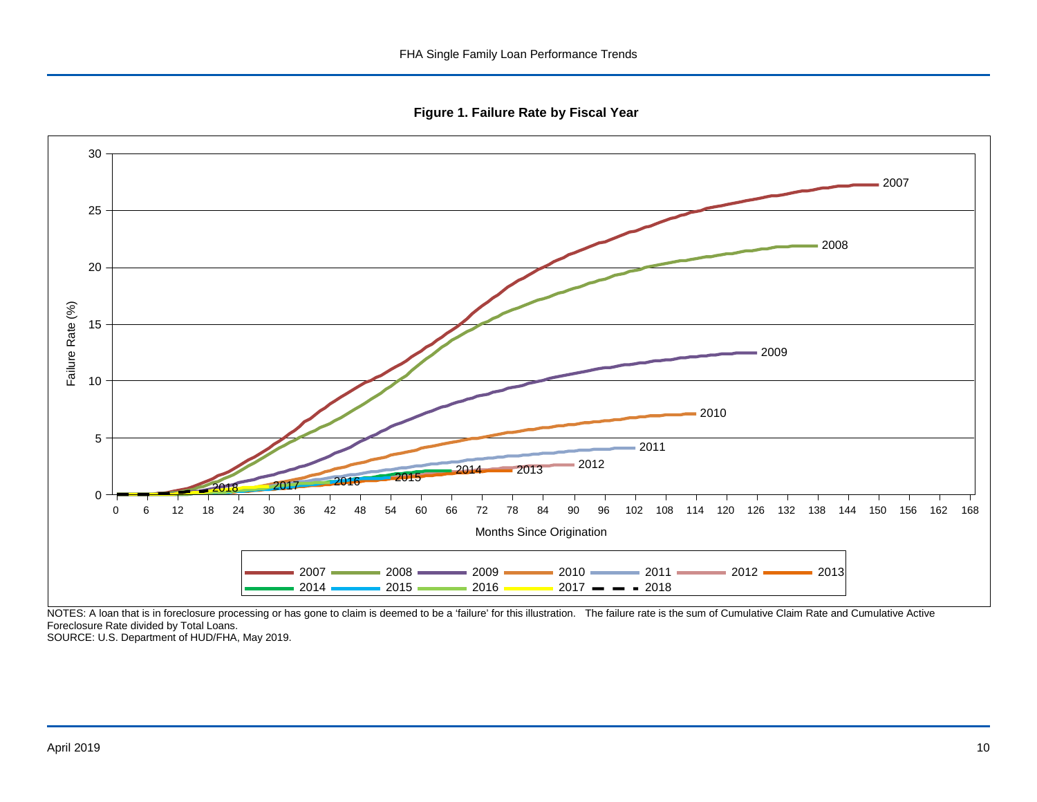**Figure 1. Failure Rate by Fiscal Year**

Failure Rate (%)

30
25
20
15
10
5
0

0 6 12 18 24 30 36 42 48 54 60 66 72 78 84 90 96 102 108 114 120 126 132 138 144 150 156 162 168

Months Since Origination

2007
2008
2009
2010
2011
2012
2013
2014
2015
2016
2017
2018

NOTES: A loan that is in foreclosure processing or has gone to claim is deemed to be a 'failure' for this illustration. The failure rate is the sum of Cumulative Claim Rate and Cumulative Active Foreclosure Rate divided by Total Loans.
SOURCE: U.S. Department of HUD/FHA, May 2019.